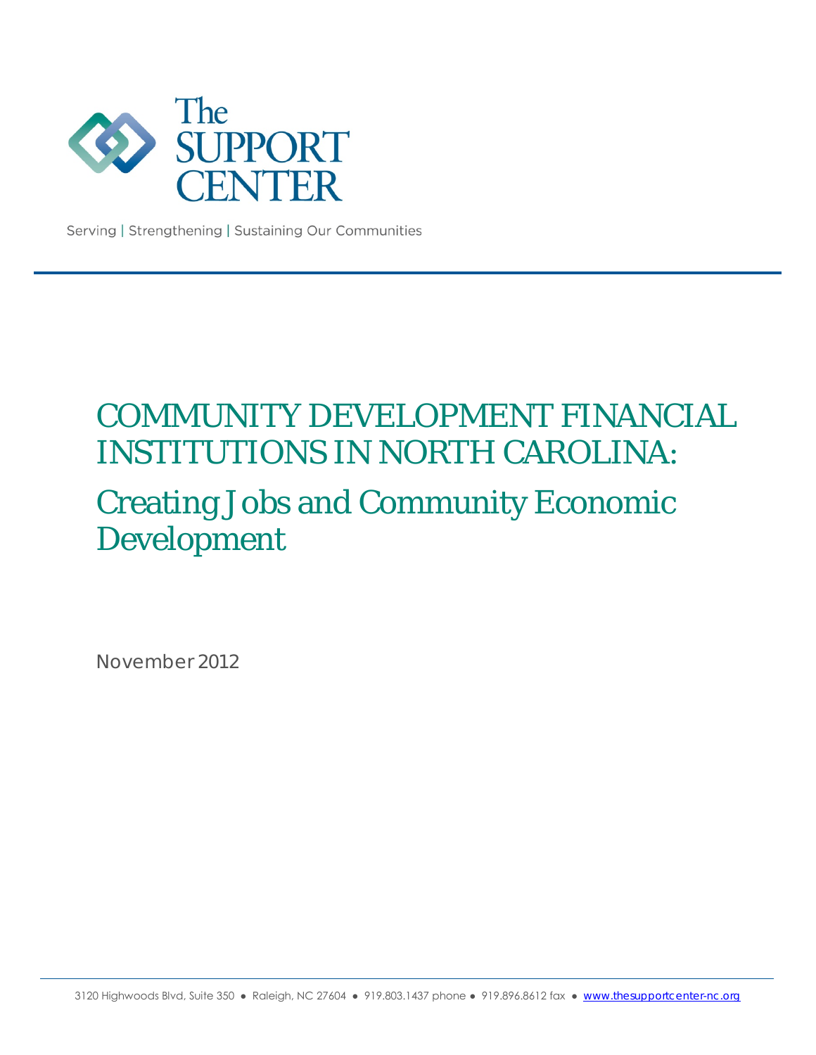The SUPPORT CENTER

Serving | Strengthening | Sustaining Our Communities

# COMMUNITY DEVELOPMENT FINANCIAL INSTITUTIONS IN NORTH CAROLINA:

## Creating Jobs and Community Economic Development

November 2012

3120 Highwoods Blvd, Suite 350 ● Raleigh, NC 27604 ● 919.803.1437 phone ● 919.896.8612 fax ● www.thesupportcenter-nc.org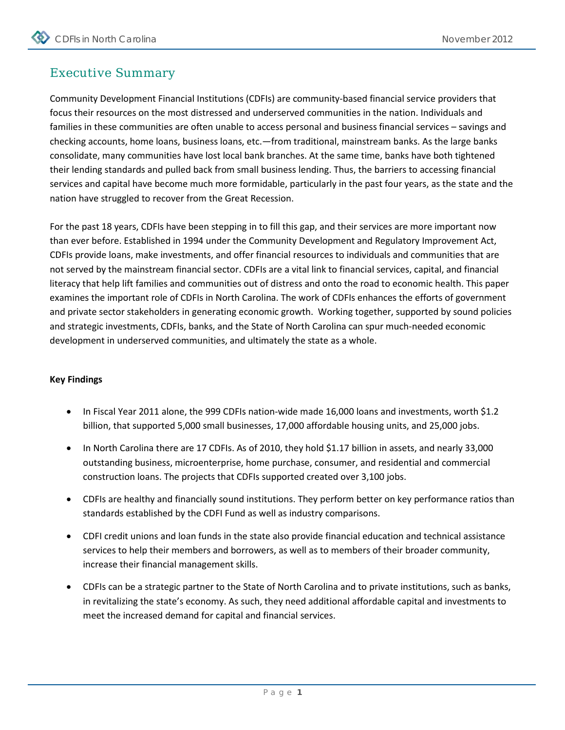## Executive Summary

Community Development Financial Institutions (CDFIs) are community-based financial service providers that focus their resources on the most distressed and underserved communities in the nation. Individuals and families in these communities are often unable to access personal and business financial services – savings and checking accounts, home loans, business loans, etc.—from traditional, mainstream banks. As the large banks consolidate, many communities have lost local bank branches. At the same time, banks have both tightened their lending standards and pulled back from small business lending. Thus, the barriers to accessing financial services and capital have become much more formidable, particularly in the past four years, as the state and the nation have struggled to recover from the Great Recession.

For the past 18 years, CDFIs have been stepping in to fill this gap, and their services are more important now than ever before. Established in 1994 under the Community Development and Regulatory Improvement Act, CDFIs provide loans, make investments, and offer financial resources to individuals and communities that are not served by the mainstream financial sector. CDFIs are a vital link to financial services, capital, and financial literacy that help lift families and communities out of distress and onto the road to economic health. This paper examines the important role of CDFIs in North Carolina. The work of CDFIs enhances the efforts of government and private sector stakeholders in generating economic growth. Working together, supported by sound policies and strategic investments, CDFIs, banks, and the State of North Carolina can spur much-needed economic development in underserved communities, and ultimately the state as a whole.

**Key Findings**

- In Fiscal Year 2011 alone, the 999 CDFIs nation-wide made 16,000 loans and investments, worth $1.2 billion, that supported 5,000 small businesses, 17,000 affordable housing units, and 25,000 jobs.
- In North Carolina there are 17 CDFIs. As of 2010, they hold $1.17 billion in assets, and nearly 33,000 outstanding business, microenterprise, home purchase, consumer, and residential and commercial construction loans. The projects that CDFIs supported created over 3,100 jobs.
- CDFIs are healthy and financially sound institutions. They perform better on key performance ratios than standards established by the CDFI Fund as well as industry comparisons.
- CDFI credit unions and loan funds in the state also provide financial education and technical assistance services to help their members and borrowers, as well as to members of their broader community, increase their financial management skills.
- CDFIs can be a strategic partner to the State of North Carolina and to private institutions, such as banks, in revitalizing the state's economy. As such, they need additional affordable capital and investments to meet the increased demand for capital and financial services.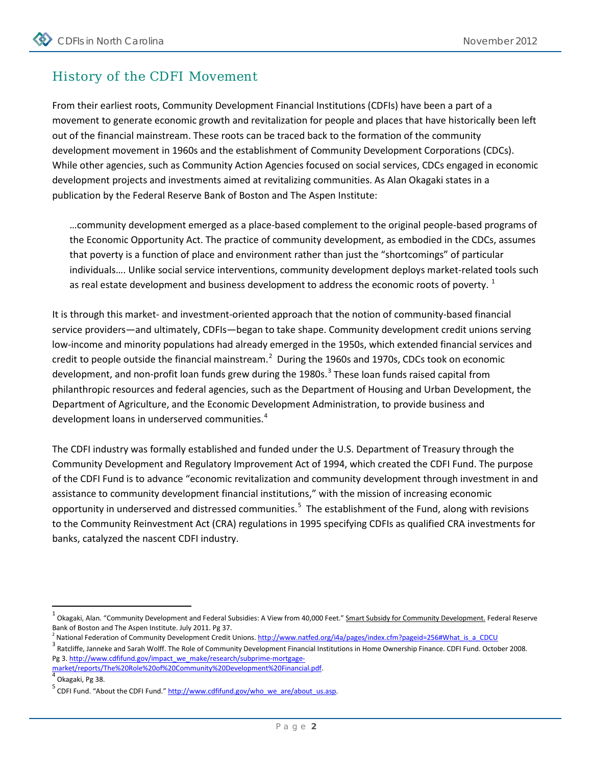## History of the CDFI Movement

From their earliest roots, Community Development Financial Institutions (CDFIs) have been a part of a movement to generate economic growth and revitalization for people and places that have historically been left out of the financial mainstream. These roots can be traced back to the formation of the community development movement in 1960s and the establishment of Community Development Corporations (CDCs). While other agencies, such as Community Action Agencies focused on social services, CDCs engaged in economic development projects and investments aimed at revitalizing communities. As Alan Okagaki states in a publication by the Federal Reserve Bank of Boston and The Aspen Institute:

> …community development emerged as a place-based complement to the original people-based programs of the Economic Opportunity Act. The practice of community development, as embodied in the CDCs, assumes that poverty is a function of place and environment rather than just the "shortcomings" of particular individuals…. Unlike social service interventions, community development deploys market-related tools such as real estate development and business development to address the economic roots of poverty. [1]

It is through this market- and investment-oriented approach that the notion of community-based financial service providers—and ultimately, CDFIs—began to take shape. Community development credit unions serving low-income and minority populations had already emerged in the 1950s, which extended financial services and credit to people outside the financial mainstream.[2] During the 1960s and 1970s, CDCs took on economic development, and non-profit loan funds grew during the 1980s.[3] These loan funds raised capital from philanthropic resources and federal agencies, such as the Department of Housing and Urban Development, the Department of Agriculture, and the Economic Development Administration, to provide business and development loans in underserved communities.[4]

The CDFI industry was formally established and funded under the U.S. Department of Treasury through the Community Development and Regulatory Improvement Act of 1994, which created the CDFI Fund. The purpose of the CDFI Fund is to advance "economic revitalization and community development through investment in and assistance to community development financial institutions," with the mission of increasing economic opportunity in underserved and distressed communities.[5] The establishment of the Fund, along with revisions to the Community Reinvestment Act (CRA) regulations in 1995 specifying CDFIs as qualified CRA investments for banks, catalyzed the nascent CDFI industry.

---

[1] Okagaki, Alan. "Community Development and Federal Subsidies: A View from 40,000 Feet." Smart Subsidy for Community Development. Federal Reserve Bank of Boston and The Aspen Institute. July 2011. Pg 37.

[2] National Federation of Community Development Credit Unions. http://www.natfed.org/i4a/pages/index.cfm?pageid=256#What_is_a_CDCU

[3] Ratcliffe, Janneke and Sarah Wolff. The Role of Community Development Financial Institutions in Home Ownership Finance. CDFI Fund. October 2008. Pg 3. http://www.cdfifund.gov/impact_we_make/research/subprime-mortgage-market/reports/The%20Role%20of%20Community%20Development%20Financial.pdf.

[4] Okagaki, Pg 38.

[5] CDFI Fund. "About the CDFI Fund." http://www.cdfifund.gov/who_we_are/about_us.asp.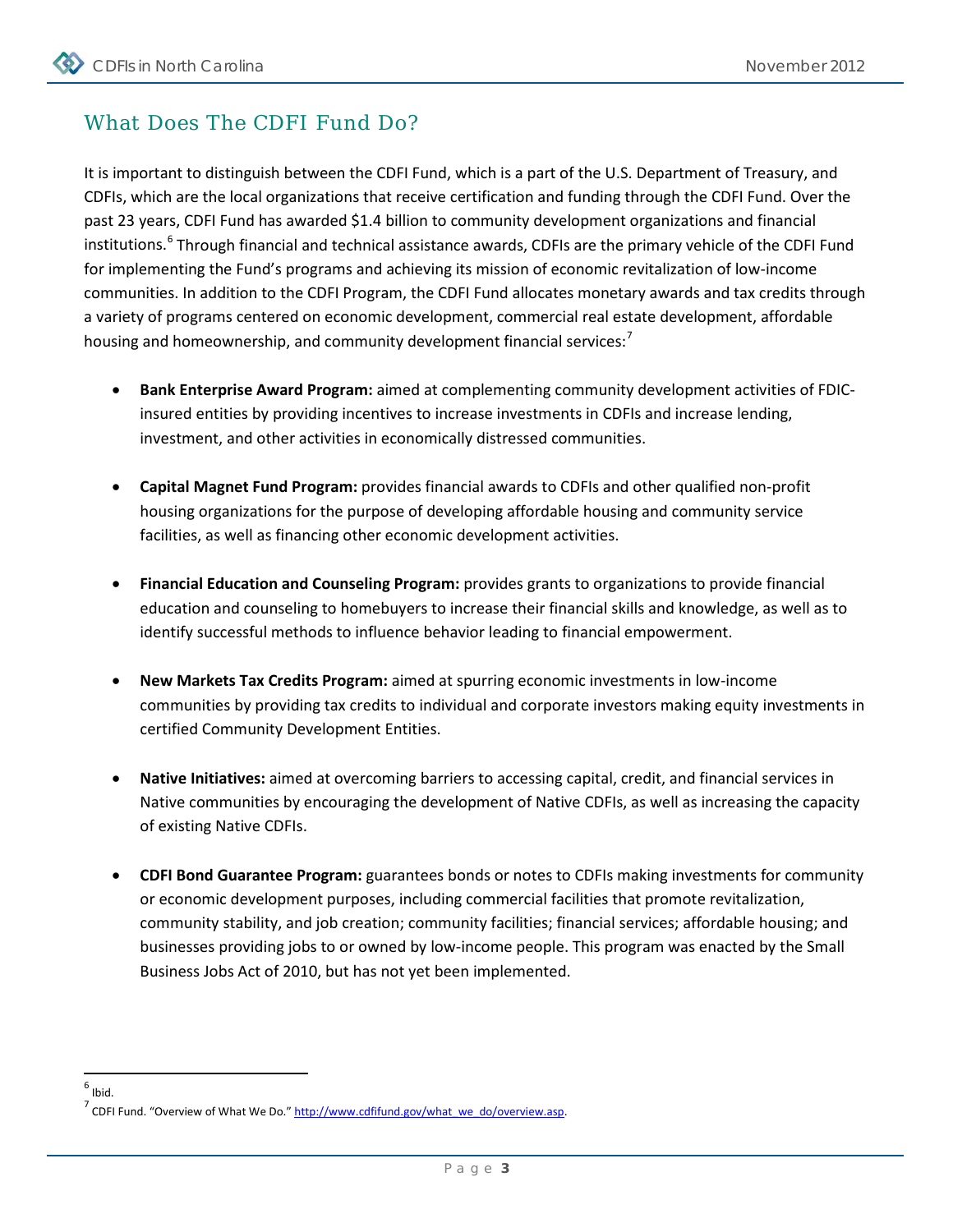## What Does The CDFI Fund Do?

It is important to distinguish between the CDFI Fund, which is a part of the U.S. Department of Treasury, and CDFIs, which are the local organizations that receive certification and funding through the CDFI Fund. Over the past 23 years, CDFI Fund has awarded $1.4 billion to community development organizations and financial institutions.[6] Through financial and technical assistance awards, CDFIs are the primary vehicle of the CDFI Fund for implementing the Fund's programs and achieving its mission of economic revitalization of low-income communities. In addition to the CDFI Program, the CDFI Fund allocates monetary awards and tax credits through a variety of programs centered on economic development, commercial real estate development, affordable housing and homeownership, and community development financial services:[7]

- **Bank Enterprise Award Program:** aimed at complementing community development activities of FDIC-insured entities by providing incentives to increase investments in CDFIs and increase lending, investment, and other activities in economically distressed communities.

- **Capital Magnet Fund Program:** provides financial awards to CDFIs and other qualified non-profit housing organizations for the purpose of developing affordable housing and community service facilities, as well as financing other economic development activities.

- **Financial Education and Counseling Program:** provides grants to organizations to provide financial education and counseling to homebuyers to increase their financial skills and knowledge, as well as to identify successful methods to influence behavior leading to financial empowerment.

- **New Markets Tax Credits Program:** aimed at spurring economic investments in low-income communities by providing tax credits to individual and corporate investors making equity investments in certified Community Development Entities.

- **Native Initiatives:** aimed at overcoming barriers to accessing capital, credit, and financial services in Native communities by encouraging the development of Native CDFIs, as well as increasing the capacity of existing Native CDFIs.

- **CDFI Bond Guarantee Program:** guarantees bonds or notes to CDFIs making investments for community or economic development purposes, including commercial facilities that promote revitalization, community stability, and job creation; community facilities; financial services; affordable housing; and businesses providing jobs to or owned by low-income people. This program was enacted by the Small Business Jobs Act of 2010, but has not yet been implemented.

---

[6] Ibid.

[7] CDFI Fund. "Overview of What We Do." http://www.cdfifund.gov/what_we_do/overview.asp.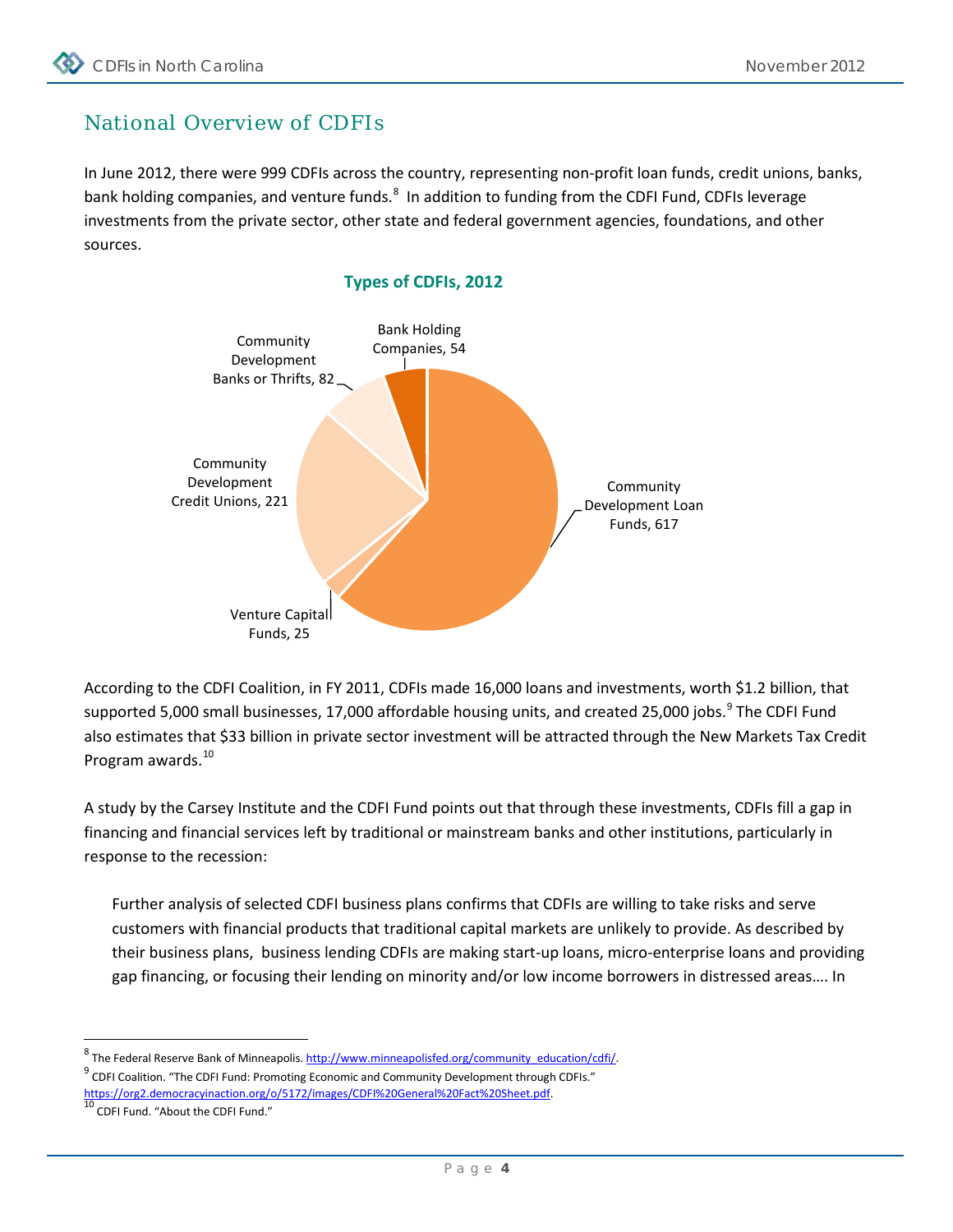## National Overview of CDFIs

In June 2012, there were 999 CDFIs across the country, representing non-profit loan funds, credit unions, banks, bank holding companies, and venture funds.[8] In addition to funding from the CDFI Fund, CDFIs leverage investments from the private sector, other state and federal government agencies, foundations, and other sources.

**Types of CDFIs, 2012**

| Type | Number |
|---|---|
| Community Development Loan Funds | 617 |
| Community Development Credit Unions | 221 |
| Community Development Banks or Thrifts | 82 |
| Bank Holding Companies | 54 |
| Venture Capital Funds | 25 |

According to the CDFI Coalition, in FY 2011, CDFIs made 16,000 loans and investments, worth $1.2 billion, that supported 5,000 small businesses, 17,000 affordable housing units, and created 25,000 jobs.[9] The CDFI Fund also estimates that $33 billion in private sector investment will be attracted through the New Markets Tax Credit Program awards.[10]

A study by the Carsey Institute and the CDFI Fund points out that through these investments, CDFIs fill a gap in financing and financial services left by traditional or mainstream banks and other institutions, particularly in response to the recession:

> Further analysis of selected CDFI business plans confirms that CDFIs are willing to take risks and serve customers with financial products that traditional capital markets are unlikely to provide. As described by their business plans, business lending CDFIs are making start-up loans, micro-enterprise loans and providing gap financing, or focusing their lending on minority and/or low income borrowers in distressed areas…. In

---

[8] The Federal Reserve Bank of Minneapolis. http://www.minneapolisfed.org/community_education/cdfi/.

[9] CDFI Coalition. "The CDFI Fund: Promoting Economic and Community Development through CDFIs." https://org2.democracyinaction.org/o/5172/images/CDFI%20General%20Fact%20Sheet.pdf.

[10] CDFI Fund. "About the CDFI Fund."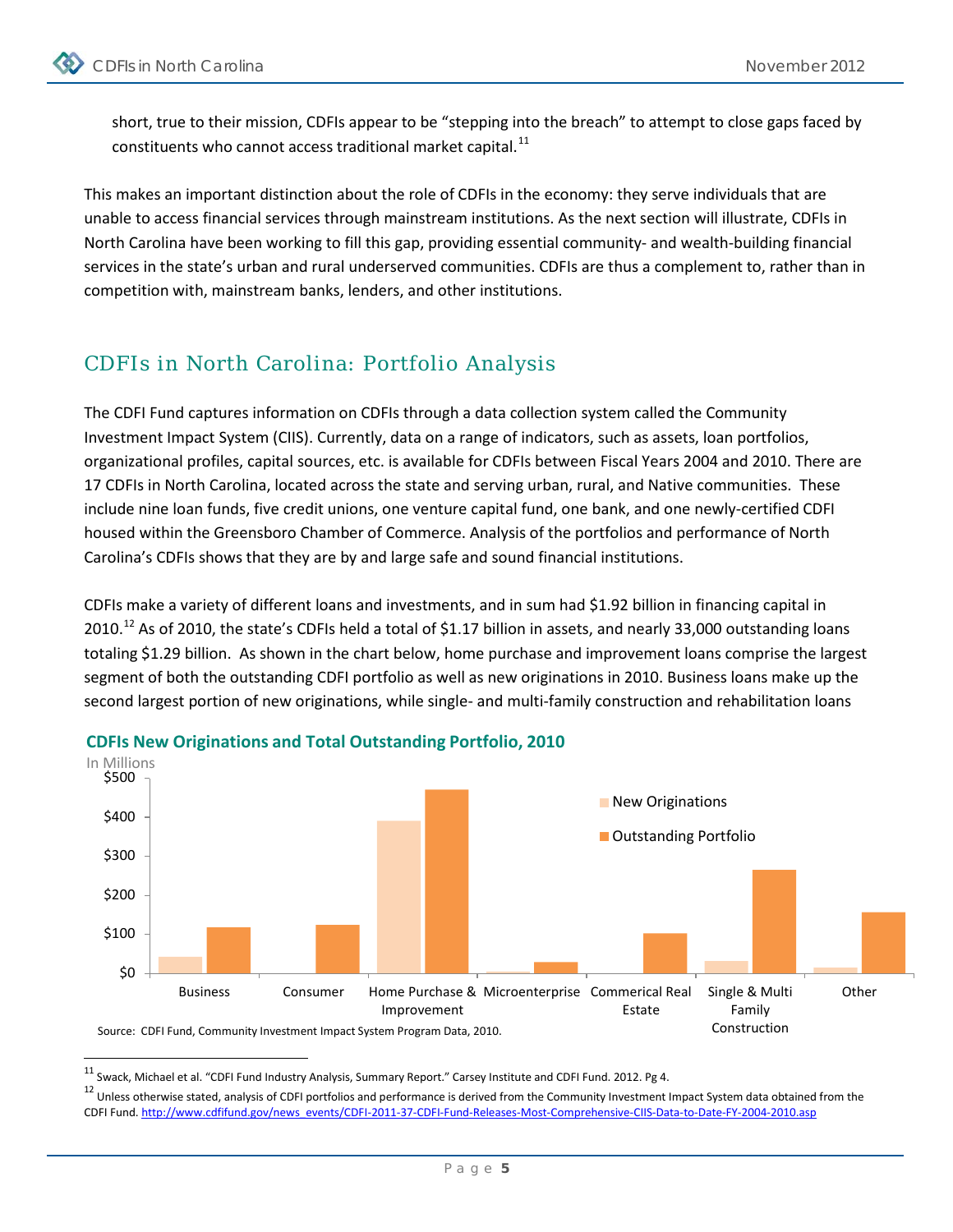short, true to their mission, CDFIs appear to be "stepping into the breach" to attempt to close gaps faced by constituents who cannot access traditional market capital.[11]

This makes an important distinction about the role of CDFIs in the economy: they serve individuals that are unable to access financial services through mainstream institutions. As the next section will illustrate, CDFIs in North Carolina have been working to fill this gap, providing essential community- and wealth-building financial services in the state's urban and rural underserved communities. CDFIs are thus a complement to, rather than in competition with, mainstream banks, lenders, and other institutions.

## CDFIs in North Carolina: Portfolio Analysis

The CDFI Fund captures information on CDFIs through a data collection system called the Community Investment Impact System (CIIS). Currently, data on a range of indicators, such as assets, loan portfolios, organizational profiles, capital sources, etc. is available for CDFIs between Fiscal Years 2004 and 2010. There are 17 CDFIs in North Carolina, located across the state and serving urban, rural, and Native communities. These include nine loan funds, five credit unions, one venture capital fund, one bank, and one newly-certified CDFI housed within the Greensboro Chamber of Commerce. Analysis of the portfolios and performance of North Carolina's CDFIs shows that they are by and large safe and sound financial institutions.

CDFIs make a variety of different loans and investments, and in sum had $1.92 billion in financing capital in 2010.[12] As of 2010, the state's CDFIs held a total of $1.17 billion in assets, and nearly 33,000 outstanding loans totaling $1.29 billion. As shown in the chart below, home purchase and improvement loans comprise the largest segment of both the outstanding CDFI portfolio as well as new originations in 2010. Business loans make up the second largest portion of new originations, while single- and multi-family construction and rehabilitation loans

**CDFIs New Originations and Total Outstanding Portfolio, 2010**

In Millions

| Category | New Originations | Outstanding Portfolio |
|---|---|---|
| Business | ~$42 | ~$118 |
| Consumer | ~$0 | ~$123 |
| Home Purchase & Improvement | ~$390 | ~$470 |
| Microenterprise | ~$3 | ~$28 |
| Commerical Real Estate | ~$0 | ~$102 |
| Single & Multi Family Construction | ~$32 | ~$265 |
| Other | ~$14 | ~$157 |

Source: CDFI Fund, Community Investment Impact System Program Data, 2010.

---

[11] Swack, Michael et al. "CDFI Fund Industry Analysis, Summary Report." Carsey Institute and CDFI Fund. 2012. Pg 4.

[12] Unless otherwise stated, analysis of CDFI portfolios and performance is derived from the Community Investment Impact System data obtained from the CDFI Fund. http://www.cdfifund.gov/news_events/CDFI-2011-37-CDFI-Fund-Releases-Most-Comprehensive-CIIS-Data-to-Date-FY-2004-2010.asp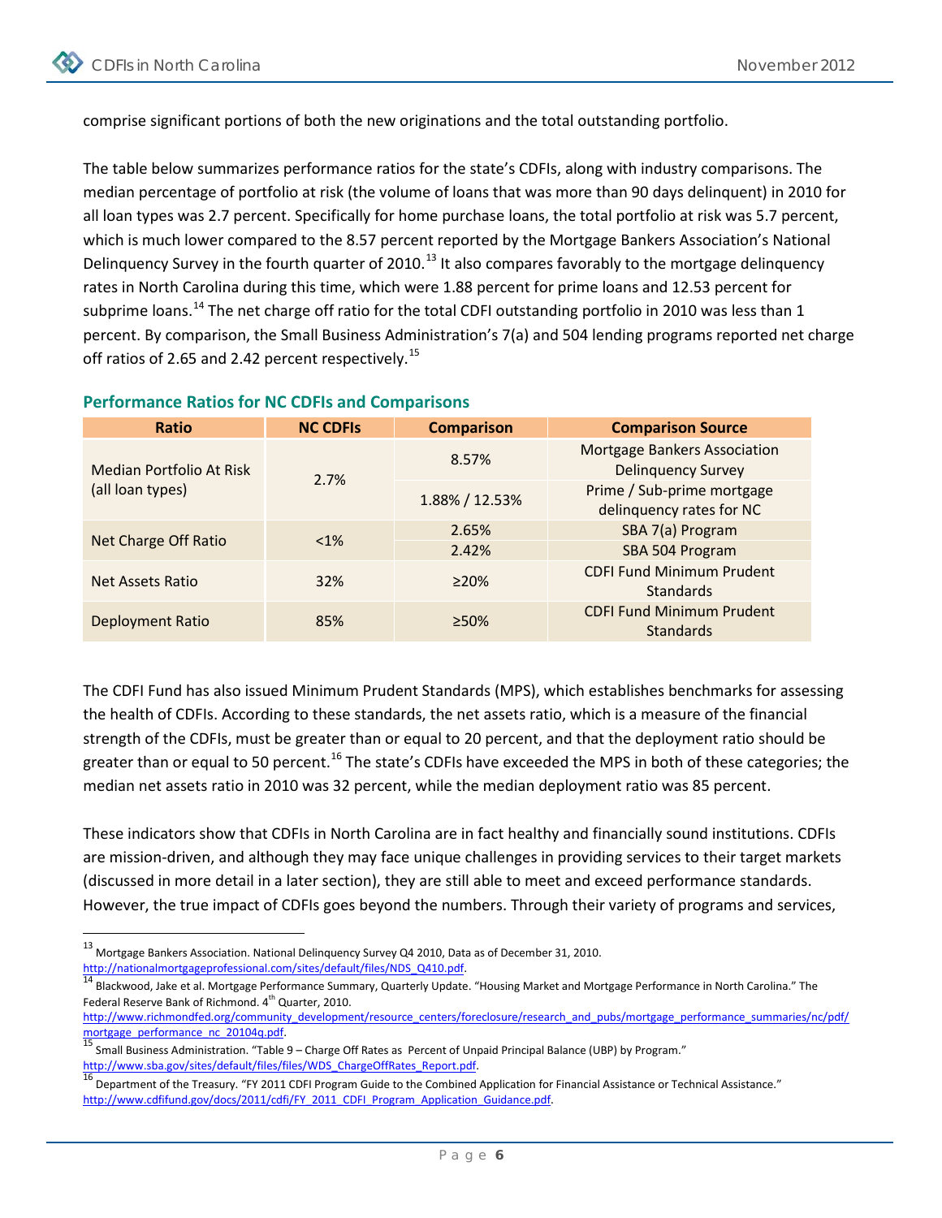comprise significant portions of both the new originations and the total outstanding portfolio.

The table below summarizes performance ratios for the state's CDFIs, along with industry comparisons. The median percentage of portfolio at risk (the volume of loans that was more than 90 days delinquent) in 2010 for all loan types was 2.7 percent. Specifically for home purchase loans, the total portfolio at risk was 5.7 percent, which is much lower compared to the 8.57 percent reported by the Mortgage Bankers Association's National Delinquency Survey in the fourth quarter of 2010.[13] It also compares favorably to the mortgage delinquency rates in North Carolina during this time, which were 1.88 percent for prime loans and 12.53 percent for subprime loans.[14] The net charge off ratio for the total CDFI outstanding portfolio in 2010 was less than 1 percent. By comparison, the Small Business Administration's 7(a) and 504 lending programs reported net charge off ratios of 2.65 and 2.42 percent respectively.[15]

### Performance Ratios for NC CDFIs and Comparisons

| Ratio | NC CDFIs | Comparison | Comparison Source |
|---|---|---|---|
| Median Portfolio At Risk (all loan types) | 2.7% | 8.57% | Mortgage Bankers Association Delinquency Survey |
| | | 1.88% / 12.53% | Prime / Sub-prime mortgage delinquency rates for NC |
| Net Charge Off Ratio | <1% | 2.65% | SBA 7(a) Program |
| | | 2.42% | SBA 504 Program |
| Net Assets Ratio | 32% | ≥20% | CDFI Fund Minimum Prudent Standards |
| Deployment Ratio | 85% | ≥50% | CDFI Fund Minimum Prudent Standards |

The CDFI Fund has also issued Minimum Prudent Standards (MPS), which establishes benchmarks for assessing the health of CDFIs. According to these standards, the net assets ratio, which is a measure of the financial strength of the CDFIs, must be greater than or equal to 20 percent, and that the deployment ratio should be greater than or equal to 50 percent.[16] The state's CDFIs have exceeded the MPS in both of these categories; the median net assets ratio in 2010 was 32 percent, while the median deployment ratio was 85 percent.

These indicators show that CDFIs in North Carolina are in fact healthy and financially sound institutions. CDFIs are mission-driven, and although they may face unique challenges in providing services to their target markets (discussed in more detail in a later section), they are still able to meet and exceed performance standards. However, the true impact of CDFIs goes beyond the numbers. Through their variety of programs and services,

---

[13] Mortgage Bankers Association. National Delinquency Survey Q4 2010, Data as of December 31, 2010. http://nationalmortgageprofessional.com/sites/default/files/NDS_Q410.pdf.

[14] Blackwood, Jake et al. Mortgage Performance Summary, Quarterly Update. "Housing Market and Mortgage Performance in North Carolina." The Federal Reserve Bank of Richmond. 4th Quarter, 2010. http://www.richmondfed.org/community_development/resource_centers/foreclosure/research_and_pubs/mortgage_performance_summaries/nc/pdf/mortgage_performance_nc_20104q.pdf.

[15] Small Business Administration. "Table 9 – Charge Off Rates as Percent of Unpaid Principal Balance (UBP) by Program." http://www.sba.gov/sites/default/files/files/WDS_ChargeOffRates_Report.pdf.

[16] Department of the Treasury. "FY 2011 CDFI Program Guide to the Combined Application for Financial Assistance or Technical Assistance." http://www.cdfifund.gov/docs/2011/cdfi/FY_2011_CDFI_Program_Application_Guidance.pdf.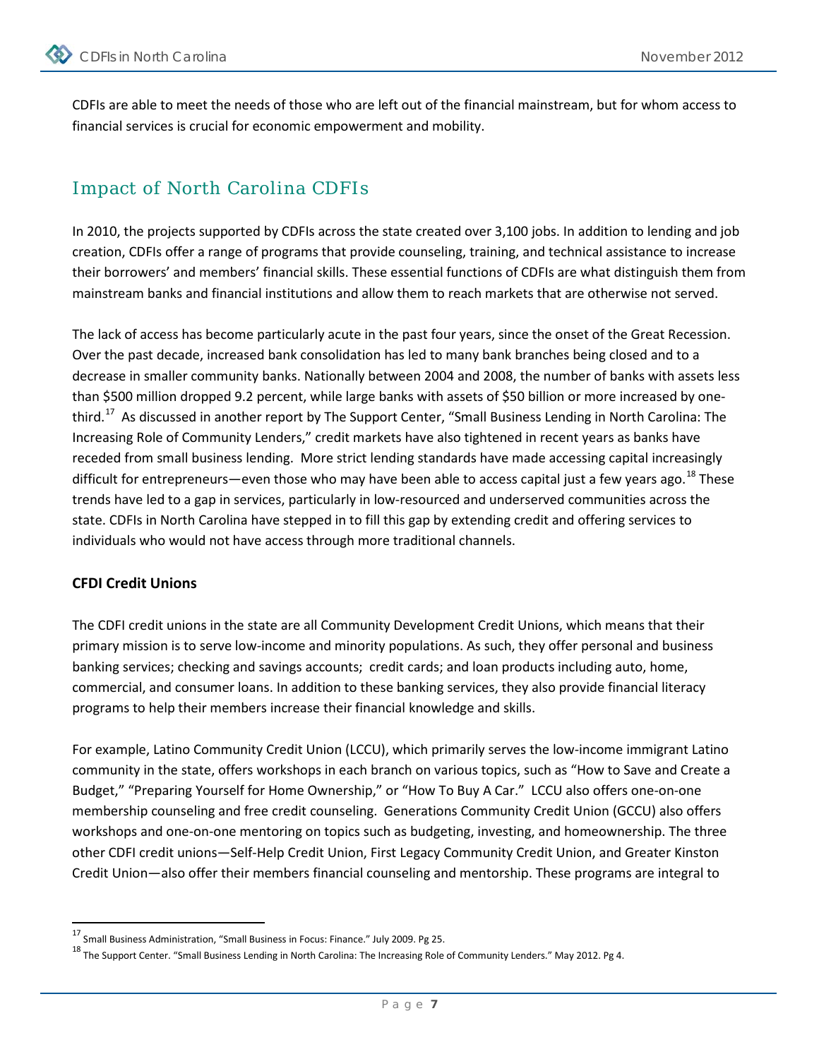CDFIs are able to meet the needs of those who are left out of the financial mainstream, but for whom access to financial services is crucial for economic empowerment and mobility.

## Impact of North Carolina CDFIs

In 2010, the projects supported by CDFIs across the state created over 3,100 jobs. In addition to lending and job creation, CDFIs offer a range of programs that provide counseling, training, and technical assistance to increase their borrowers' and members' financial skills. These essential functions of CDFIs are what distinguish them from mainstream banks and financial institutions and allow them to reach markets that are otherwise not served.

The lack of access has become particularly acute in the past four years, since the onset of the Great Recession. Over the past decade, increased bank consolidation has led to many bank branches being closed and to a decrease in smaller community banks. Nationally between 2004 and 2008, the number of banks with assets less than $500 million dropped 9.2 percent, while large banks with assets of $50 billion or more increased by one-third.[17] As discussed in another report by The Support Center, "Small Business Lending in North Carolina: The Increasing Role of Community Lenders," credit markets have also tightened in recent years as banks have receded from small business lending. More strict lending standards have made accessing capital increasingly difficult for entrepreneurs—even those who may have been able to access capital just a few years ago.[18] These trends have led to a gap in services, particularly in low-resourced and underserved communities across the state. CDFIs in North Carolina have stepped in to fill this gap by extending credit and offering services to individuals who would not have access through more traditional channels.

### CFDI Credit Unions

The CDFI credit unions in the state are all Community Development Credit Unions, which means that their primary mission is to serve low-income and minority populations. As such, they offer personal and business banking services; checking and savings accounts; credit cards; and loan products including auto, home, commercial, and consumer loans. In addition to these banking services, they also provide financial literacy programs to help their members increase their financial knowledge and skills.

For example, Latino Community Credit Union (LCCU), which primarily serves the low-income immigrant Latino community in the state, offers workshops in each branch on various topics, such as "How to Save and Create a Budget," "Preparing Yourself for Home Ownership," or "How To Buy A Car." LCCU also offers one-on-one membership counseling and free credit counseling. Generations Community Credit Union (GCCU) also offers workshops and one-on-one mentoring on topics such as budgeting, investing, and homeownership. The three other CDFI credit unions—Self-Help Credit Union, First Legacy Community Credit Union, and Greater Kinston Credit Union—also offer their members financial counseling and mentorship. These programs are integral to

---

[17] Small Business Administration, "Small Business in Focus: Finance." July 2009. Pg 25.

[18] The Support Center. "Small Business Lending in North Carolina: The Increasing Role of Community Lenders." May 2012. Pg 4.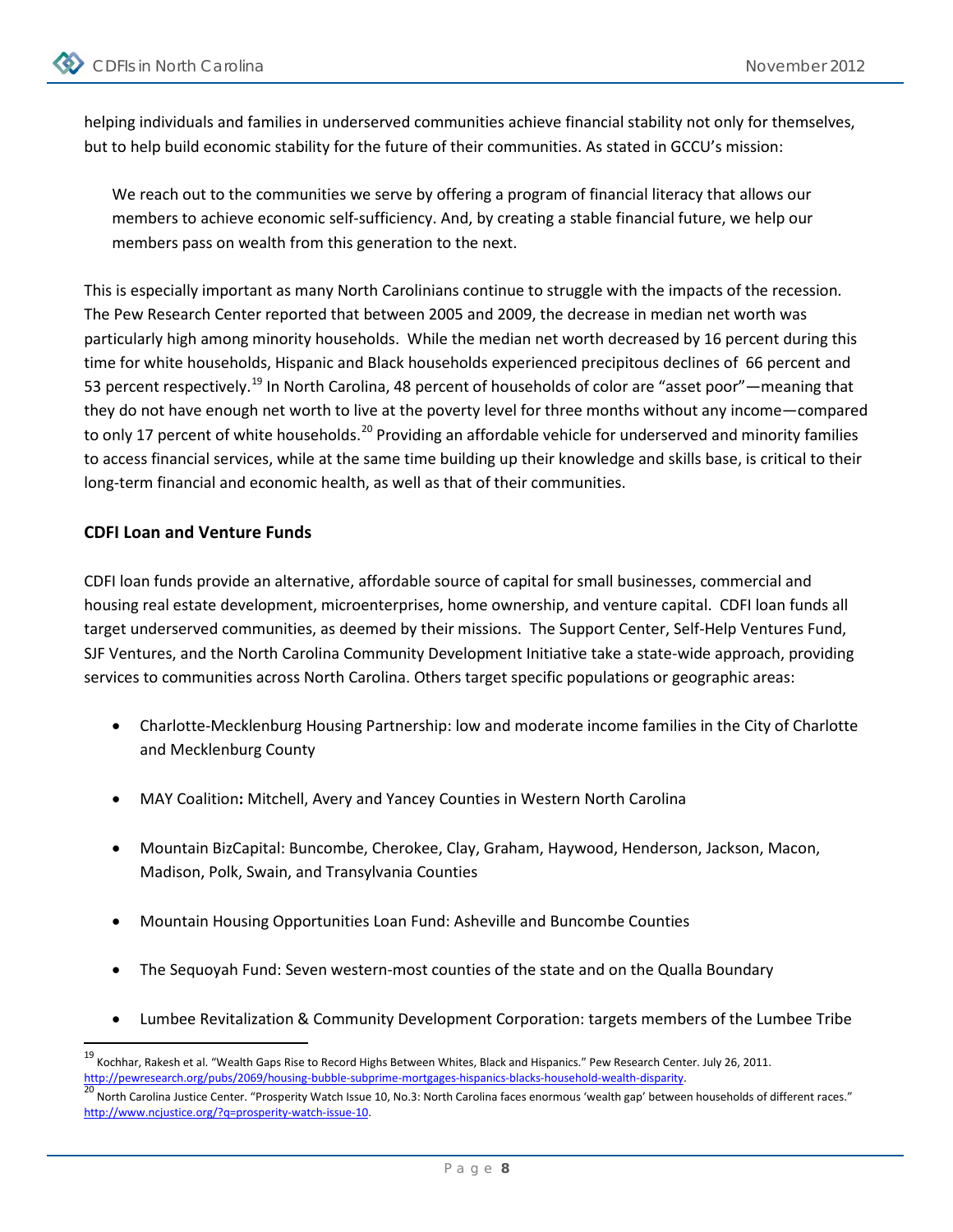helping individuals and families in underserved communities achieve financial stability not only for themselves, but to help build economic stability for the future of their communities. As stated in GCCU's mission:

> We reach out to the communities we serve by offering a program of financial literacy that allows our members to achieve economic self-sufficiency. And, by creating a stable financial future, we help our members pass on wealth from this generation to the next.

This is especially important as many North Carolinians continue to struggle with the impacts of the recession. The Pew Research Center reported that between 2005 and 2009, the decrease in median net worth was particularly high among minority households. While the median net worth decreased by 16 percent during this time for white households, Hispanic and Black households experienced precipitous declines of 66 percent and 53 percent respectively.[19] In North Carolina, 48 percent of households of color are "asset poor"—meaning that they do not have enough net worth to live at the poverty level for three months without any income—compared to only 17 percent of white households.[20] Providing an affordable vehicle for underserved and minority families to access financial services, while at the same time building up their knowledge and skills base, is critical to their long-term financial and economic health, as well as that of their communities.

### CDFI Loan and Venture Funds

CDFI loan funds provide an alternative, affordable source of capital for small businesses, commercial and housing real estate development, microenterprises, home ownership, and venture capital. CDFI loan funds all target underserved communities, as deemed by their missions. The Support Center, Self-Help Ventures Fund, SJF Ventures, and the North Carolina Community Development Initiative take a state-wide approach, providing services to communities across North Carolina. Others target specific populations or geographic areas:

- Charlotte-Mecklenburg Housing Partnership: low and moderate income families in the City of Charlotte and Mecklenburg County
- MAY Coalition**:** Mitchell, Avery and Yancey Counties in Western North Carolina
- Mountain BizCapital: Buncombe, Cherokee, Clay, Graham, Haywood, Henderson, Jackson, Macon, Madison, Polk, Swain, and Transylvania Counties
- Mountain Housing Opportunities Loan Fund: Asheville and Buncombe Counties
- The Sequoyah Fund: Seven western-most counties of the state and on the Qualla Boundary
- Lumbee Revitalization & Community Development Corporation: targets members of the Lumbee Tribe

---

[19] Kochhar, Rakesh et al. "Wealth Gaps Rise to Record Highs Between Whites, Black and Hispanics." Pew Research Center. July 26, 2011. http://pewresearch.org/pubs/2069/housing-bubble-subprime-mortgages-hispanics-blacks-household-wealth-disparity.

[20] North Carolina Justice Center. "Prosperity Watch Issue 10, No.3: North Carolina faces enormous 'wealth gap' between households of different races." http://www.ncjustice.org/?q=prosperity-watch-issue-10.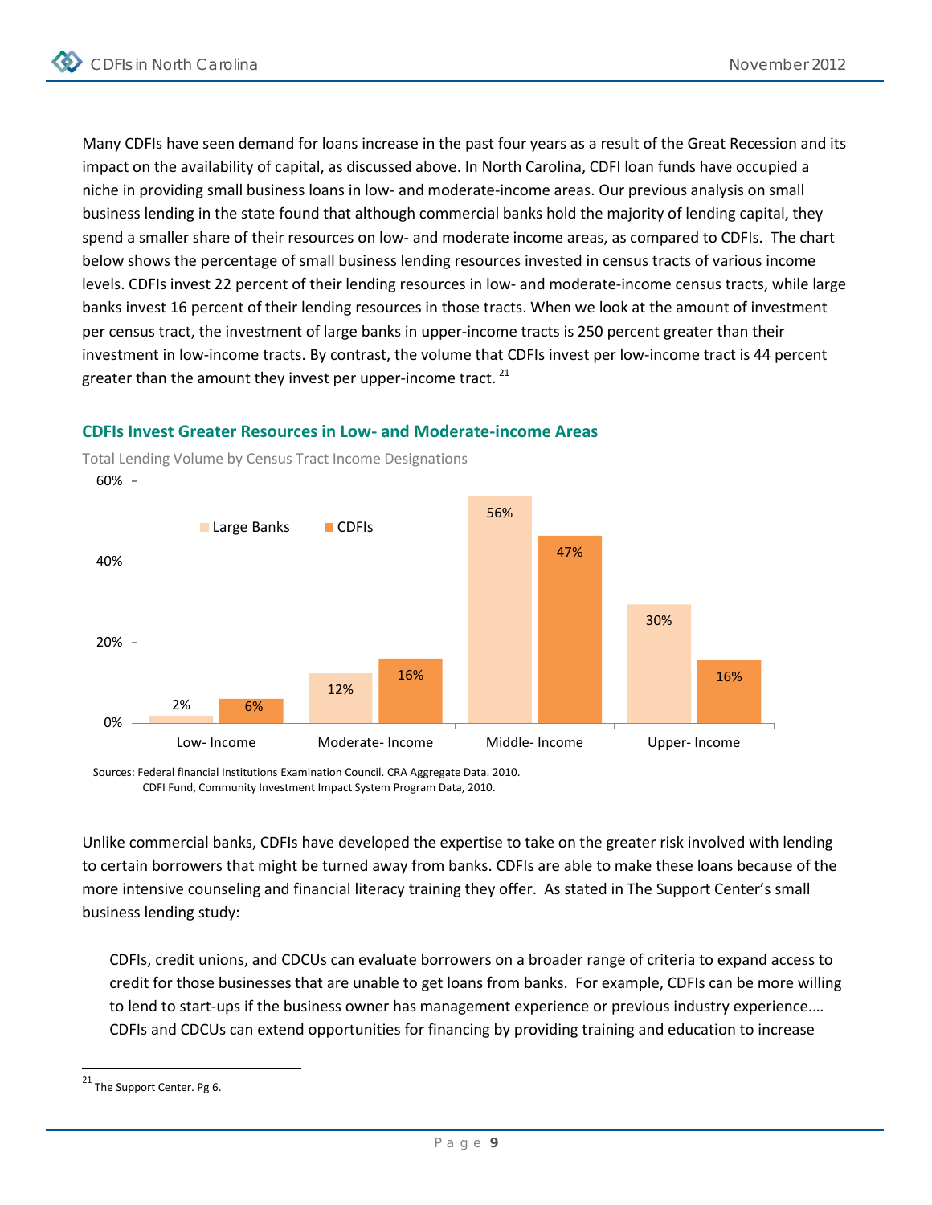Many CDFIs have seen demand for loans increase in the past four years as a result of the Great Recession and its impact on the availability of capital, as discussed above. In North Carolina, CDFI loan funds have occupied a niche in providing small business loans in low- and moderate-income areas. Our previous analysis on small business lending in the state found that although commercial banks hold the majority of lending capital, they spend a smaller share of their resources on low- and moderate income areas, as compared to CDFIs. The chart below shows the percentage of small business lending resources invested in census tracts of various income levels. CDFIs invest 22 percent of their lending resources in low- and moderate-income census tracts, while large banks invest 16 percent of their lending resources in those tracts. When we look at the amount of investment per census tract, the investment of large banks in upper-income tracts is 250 percent greater than their investment in low-income tracts. By contrast, the volume that CDFIs invest per low-income tract is 44 percent greater than the amount they invest per upper-income tract. [21]

### CDFIs Invest Greater Resources in Low- and Moderate-income Areas

Total Lending Volume by Census Tract Income Designations

| | Large Banks | CDFIs |
|---|---|---|
| Low- Income | 2% | 6% |
| Moderate- Income | 12% | 16% |
| Middle- Income | 56% | 47% |
| Upper- Income | 30% | 16% |

Sources: Federal financial Institutions Examination Council. CRA Aggregate Data. 2010.
CDFI Fund, Community Investment Impact System Program Data, 2010.

Unlike commercial banks, CDFIs have developed the expertise to take on the greater risk involved with lending to certain borrowers that might be turned away from banks. CDFIs are able to make these loans because of the more intensive counseling and financial literacy training they offer. As stated in The Support Center's small business lending study:

> CDFIs, credit unions, and CDCUs can evaluate borrowers on a broader range of criteria to expand access to credit for those businesses that are unable to get loans from banks. For example, CDFIs can be more willing to lend to start-ups if the business owner has management experience or previous industry experience.… CDFIs and CDCUs can extend opportunities for financing by providing training and education to increase

---

[21] The Support Center. Pg 6.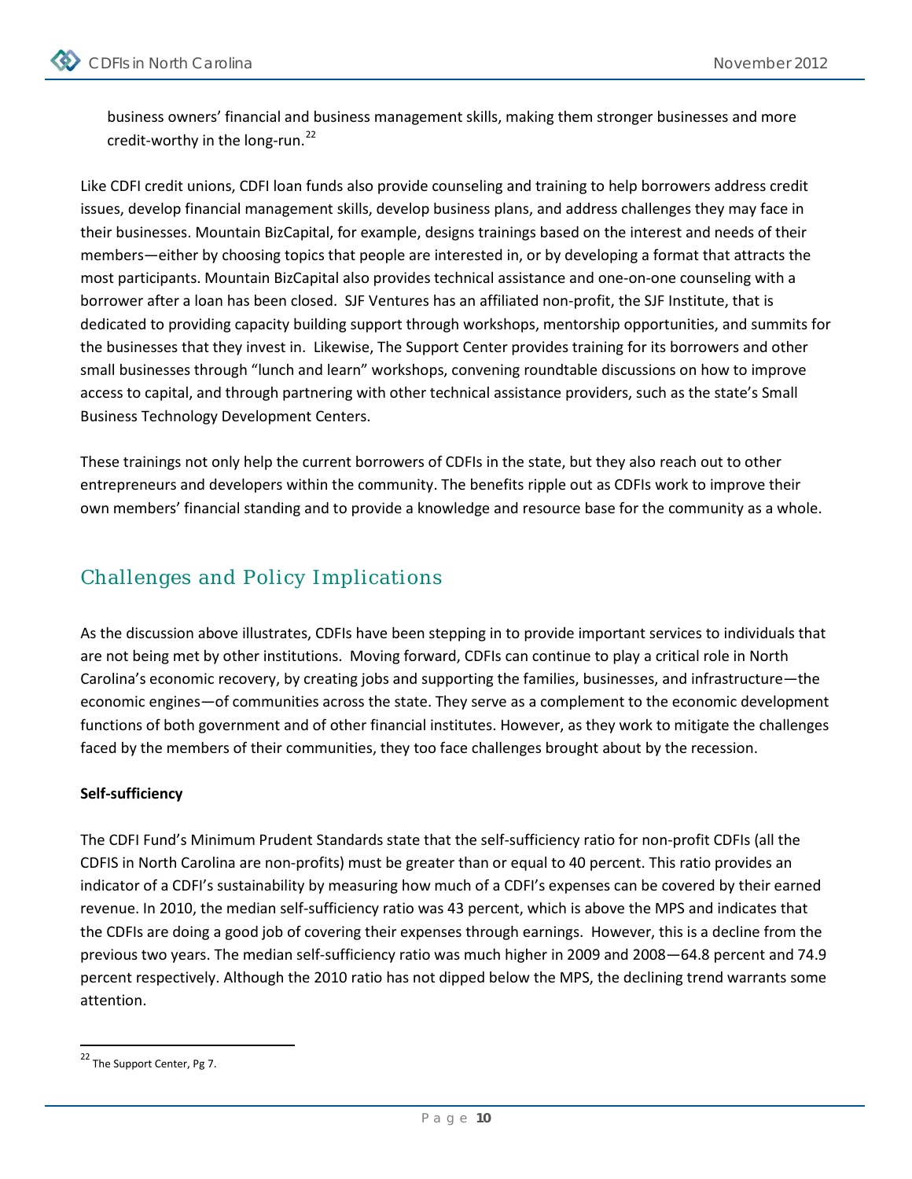business owners' financial and business management skills, making them stronger businesses and more credit-worthy in the long-run.[22]

Like CDFI credit unions, CDFI loan funds also provide counseling and training to help borrowers address credit issues, develop financial management skills, develop business plans, and address challenges they may face in their businesses. Mountain BizCapital, for example, designs trainings based on the interest and needs of their members—either by choosing topics that people are interested in, or by developing a format that attracts the most participants. Mountain BizCapital also provides technical assistance and one-on-one counseling with a borrower after a loan has been closed. SJF Ventures has an affiliated non-profit, the SJF Institute, that is dedicated to providing capacity building support through workshops, mentorship opportunities, and summits for the businesses that they invest in. Likewise, The Support Center provides training for its borrowers and other small businesses through "lunch and learn" workshops, convening roundtable discussions on how to improve access to capital, and through partnering with other technical assistance providers, such as the state's Small Business Technology Development Centers.

These trainings not only help the current borrowers of CDFIs in the state, but they also reach out to other entrepreneurs and developers within the community. The benefits ripple out as CDFIs work to improve their own members' financial standing and to provide a knowledge and resource base for the community as a whole.

## Challenges and Policy Implications

As the discussion above illustrates, CDFIs have been stepping in to provide important services to individuals that are not being met by other institutions. Moving forward, CDFIs can continue to play a critical role in North Carolina's economic recovery, by creating jobs and supporting the families, businesses, and infrastructure—the economic engines—of communities across the state. They serve as a complement to the economic development functions of both government and of other financial institutes. However, as they work to mitigate the challenges faced by the members of their communities, they too face challenges brought about by the recession.

**Self-sufficiency**

The CDFI Fund's Minimum Prudent Standards state that the self-sufficiency ratio for non-profit CDFIs (all the CDFIS in North Carolina are non-profits) must be greater than or equal to 40 percent. This ratio provides an indicator of a CDFI's sustainability by measuring how much of a CDFI's expenses can be covered by their earned revenue. In 2010, the median self-sufficiency ratio was 43 percent, which is above the MPS and indicates that the CDFIs are doing a good job of covering their expenses through earnings. However, this is a decline from the previous two years. The median self-sufficiency ratio was much higher in 2009 and 2008—64.8 percent and 74.9 percent respectively. Although the 2010 ratio has not dipped below the MPS, the declining trend warrants some attention.

[22] The Support Center, Pg 7.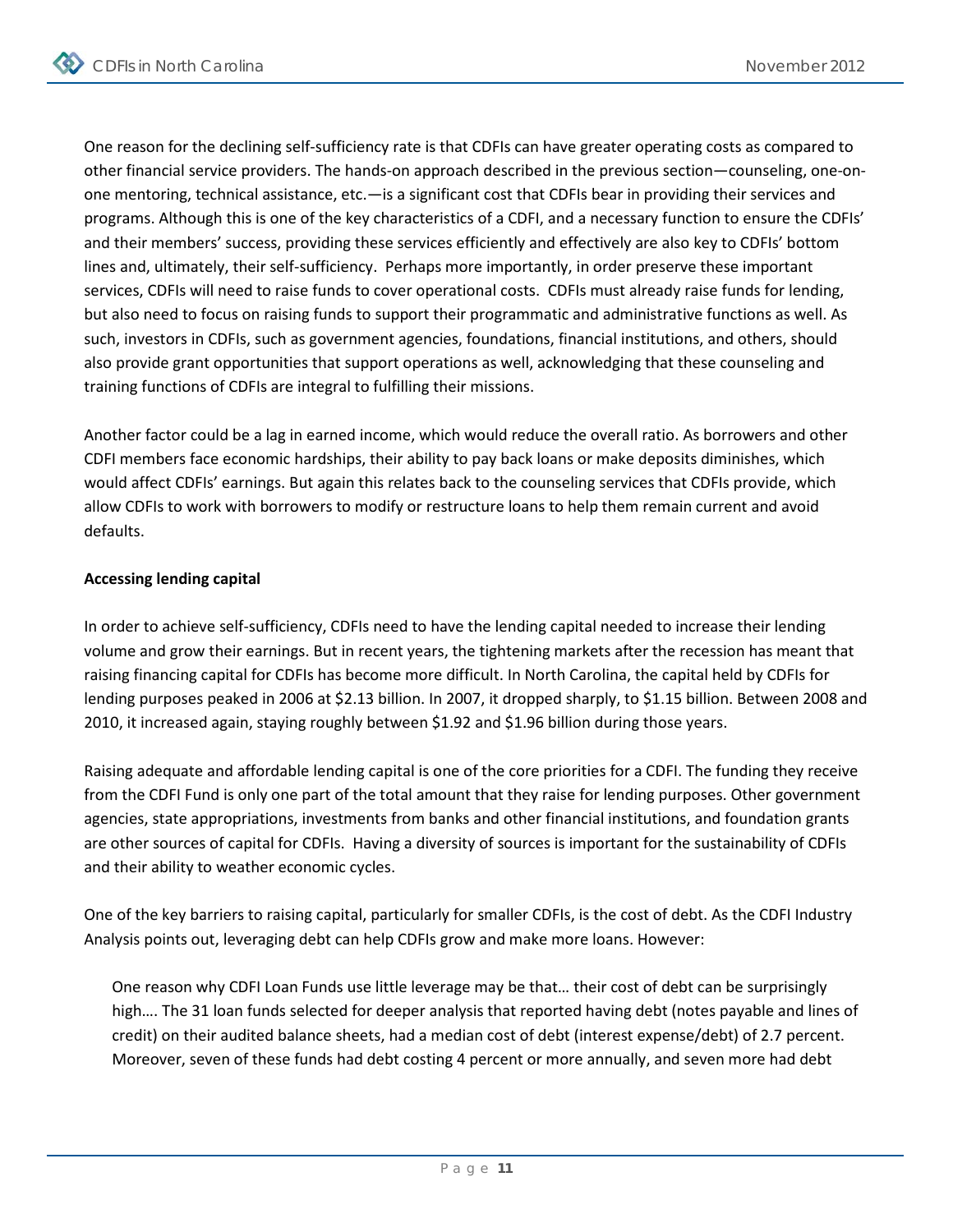One reason for the declining self-sufficiency rate is that CDFIs can have greater operating costs as compared to other financial service providers. The hands-on approach described in the previous section—counseling, one-on-one mentoring, technical assistance, etc.—is a significant cost that CDFIs bear in providing their services and programs. Although this is one of the key characteristics of a CDFI, and a necessary function to ensure the CDFIs' and their members' success, providing these services efficiently and effectively are also key to CDFIs' bottom lines and, ultimately, their self-sufficiency. Perhaps more importantly, in order preserve these important services, CDFIs will need to raise funds to cover operational costs. CDFIs must already raise funds for lending, but also need to focus on raising funds to support their programmatic and administrative functions as well. As such, investors in CDFIs, such as government agencies, foundations, financial institutions, and others, should also provide grant opportunities that support operations as well, acknowledging that these counseling and training functions of CDFIs are integral to fulfilling their missions.

Another factor could be a lag in earned income, which would reduce the overall ratio. As borrowers and other CDFI members face economic hardships, their ability to pay back loans or make deposits diminishes, which would affect CDFIs' earnings. But again this relates back to the counseling services that CDFIs provide, which allow CDFIs to work with borrowers to modify or restructure loans to help them remain current and avoid defaults.

**Accessing lending capital**

In order to achieve self-sufficiency, CDFIs need to have the lending capital needed to increase their lending volume and grow their earnings. But in recent years, the tightening markets after the recession has meant that raising financing capital for CDFIs has become more difficult. In North Carolina, the capital held by CDFIs for lending purposes peaked in 2006 at $2.13 billion. In 2007, it dropped sharply, to $1.15 billion. Between 2008 and 2010, it increased again, staying roughly between $1.92 and $1.96 billion during those years.

Raising adequate and affordable lending capital is one of the core priorities for a CDFI. The funding they receive from the CDFI Fund is only one part of the total amount that they raise for lending purposes. Other government agencies, state appropriations, investments from banks and other financial institutions, and foundation grants are other sources of capital for CDFIs. Having a diversity of sources is important for the sustainability of CDFIs and their ability to weather economic cycles.

One of the key barriers to raising capital, particularly for smaller CDFIs, is the cost of debt. As the CDFI Industry Analysis points out, leveraging debt can help CDFIs grow and make more loans. However:

> One reason why CDFI Loan Funds use little leverage may be that… their cost of debt can be surprisingly high…. The 31 loan funds selected for deeper analysis that reported having debt (notes payable and lines of credit) on their audited balance sheets, had a median cost of debt (interest expense/debt) of 2.7 percent. Moreover, seven of these funds had debt costing 4 percent or more annually, and seven more had debt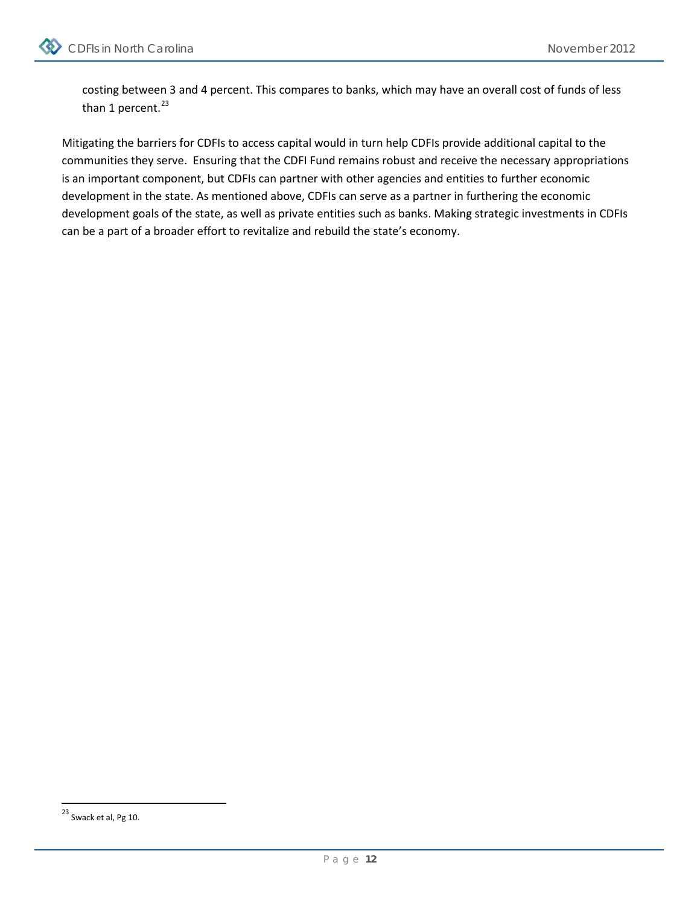costing between 3 and 4 percent. This compares to banks, which may have an overall cost of funds of less than 1 percent.[23]

Mitigating the barriers for CDFIs to access capital would in turn help CDFIs provide additional capital to the communities they serve. Ensuring that the CDFI Fund remains robust and receive the necessary appropriations is an important component, but CDFIs can partner with other agencies and entities to further economic development in the state. As mentioned above, CDFIs can serve as a partner in furthering the economic development goals of the state, as well as private entities such as banks. Making strategic investments in CDFIs can be a part of a broader effort to revitalize and rebuild the state's economy.

[23] Swack et al, Pg 10.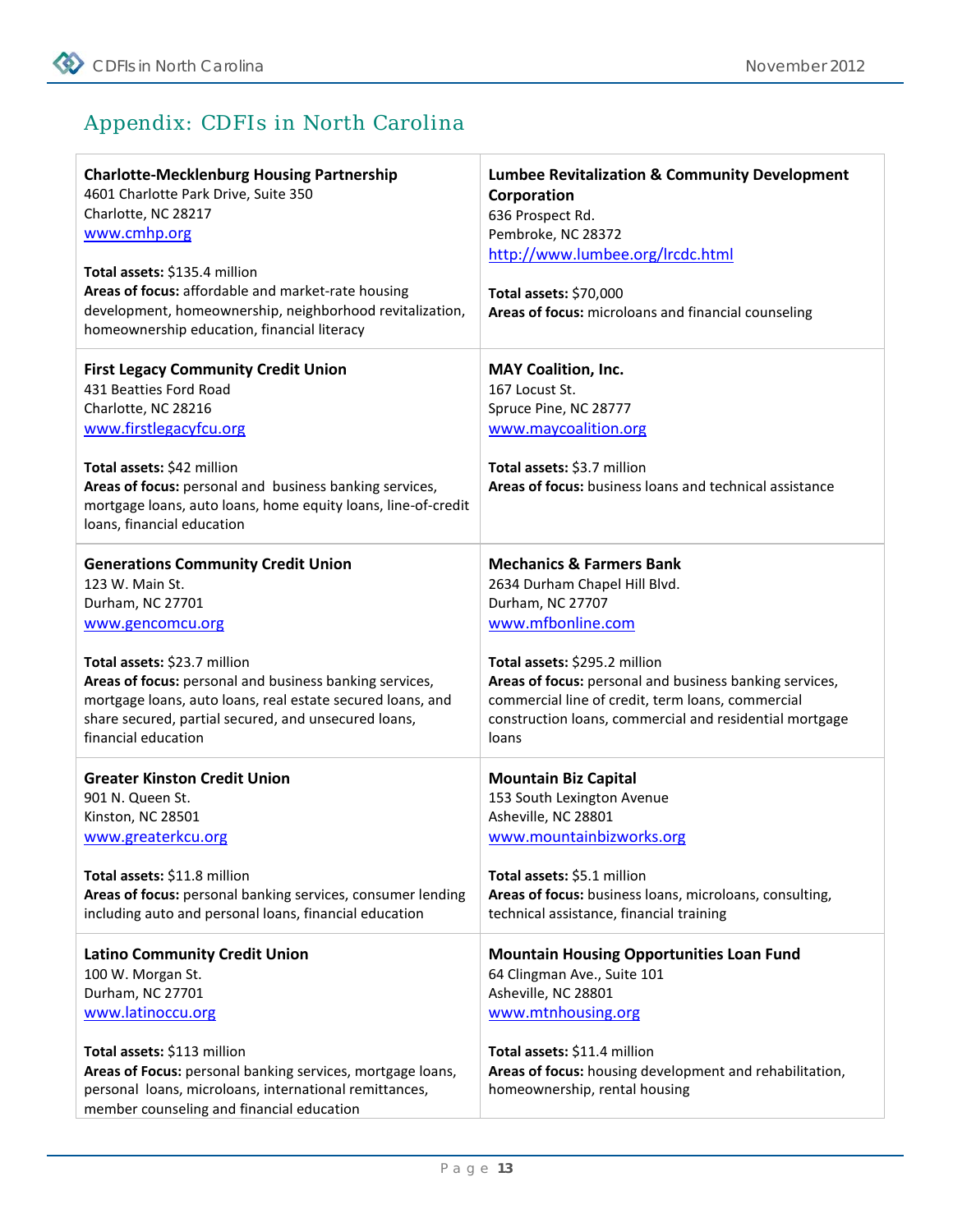## Appendix: CDFIs in North Carolina

**Charlotte-Mecklenburg Housing Partnership**
4601 Charlotte Park Drive, Suite 350
Charlotte, NC 28217
www.cmhp.org

**Total assets:** $135.4 million
**Areas of focus:** affordable and market-rate housing development, homeownership, neighborhood revitalization, homeownership education, financial literacy

**First Legacy Community Credit Union**
431 Beatties Ford Road
Charlotte, NC 28216
www.firstlegacyfcu.org

**Total assets:** $42 million
**Areas of focus:** personal and business banking services, mortgage loans, auto loans, home equity loans, line-of-credit loans, financial education

**Generations Community Credit Union**
123 W. Main St.
Durham, NC 27701
www.gencomcu.org

**Total assets:** $23.7 million
**Areas of focus:** personal and business banking services, mortgage loans, auto loans, real estate secured loans, and share secured, partial secured, and unsecured loans, financial education

**Greater Kinston Credit Union**
901 N. Queen St.
Kinston, NC 28501
www.greaterkcu.org

**Total assets:** $11.8 million
**Areas of focus:** personal banking services, consumer lending including auto and personal loans, financial education

**Latino Community Credit Union**
100 W. Morgan St.
Durham, NC 27701
www.latinoccu.org

**Total assets:** $113 million
**Areas of Focus:** personal banking services, mortgage loans, personal loans, microloans, international remittances, member counseling and financial education

**Lumbee Revitalization & Community Development Corporation**
636 Prospect Rd.
Pembroke, NC 28372
http://www.lumbee.org/lrcdc.html

**Total assets:** $70,000
**Areas of focus:** microloans and financial counseling

**MAY Coalition, Inc.**
167 Locust St.
Spruce Pine, NC 28777
www.maycoalition.org

**Total assets:** $3.7 million
**Areas of focus:** business loans and technical assistance

**Mechanics & Farmers Bank**
2634 Durham Chapel Hill Blvd.
Durham, NC 27707
www.mfbonline.com

**Total assets:** $295.2 million
**Areas of focus:** personal and business banking services, commercial line of credit, term loans, commercial construction loans, commercial and residential mortgage loans

**Mountain Biz Capital**
153 South Lexington Avenue
Asheville, NC 28801
www.mountainbizworks.org

**Total assets:** $5.1 million
**Areas of focus:** business loans, microloans, consulting, technical assistance, financial training

**Mountain Housing Opportunities Loan Fund**
64 Clingman Ave., Suite 101
Asheville, NC 28801
www.mtnhousing.org

**Total assets:** $11.4 million
**Areas of focus:** housing development and rehabilitation, homeownership, rental housing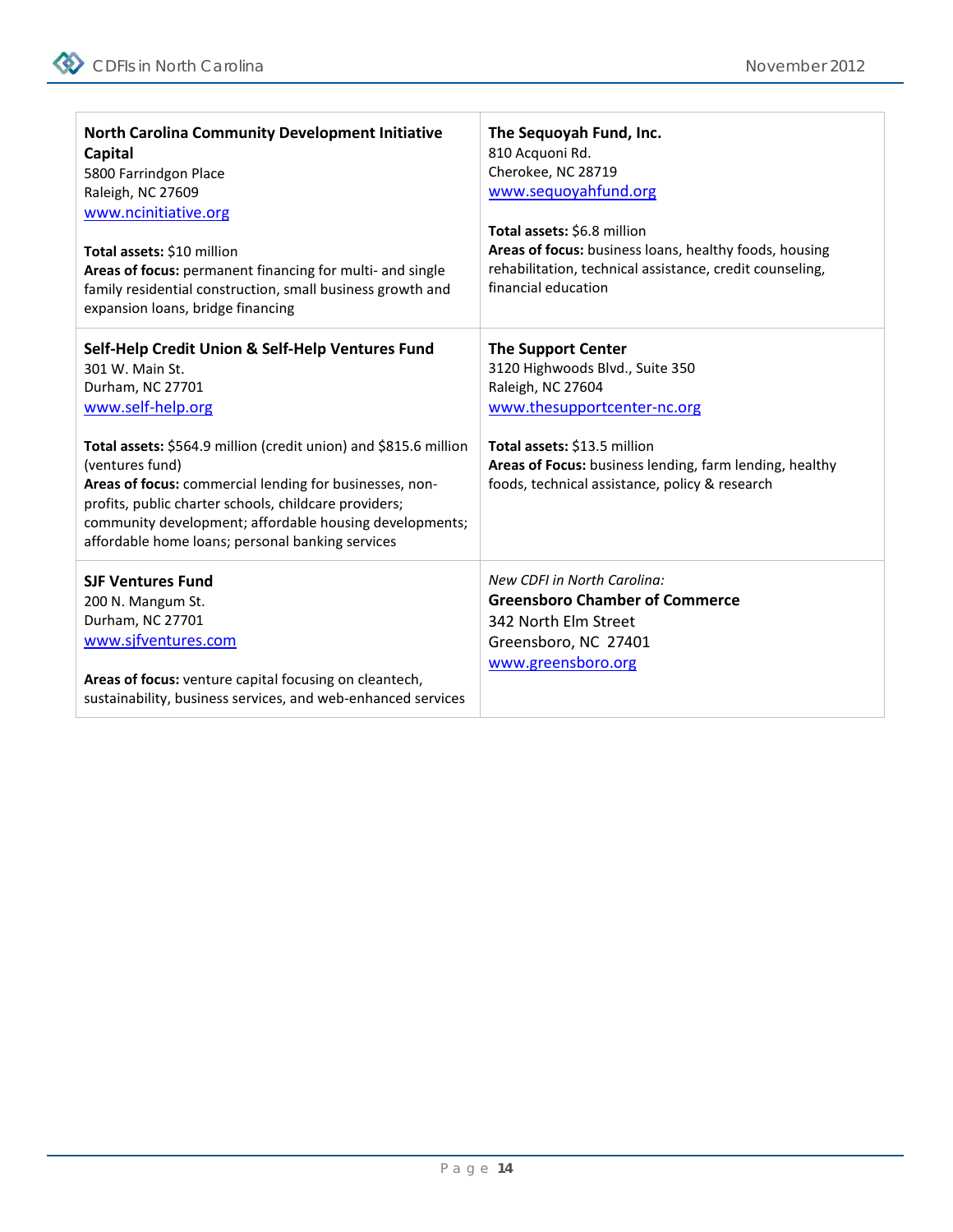**North Carolina Community Development Initiative Capital**
5800 Farrindgon Place
Raleigh, NC 27609
www.ncinitiative.org

**Total assets:** $10 million
**Areas of focus:** permanent financing for multi- and single family residential construction, small business growth and expansion loans, bridge financing

**The Sequoyah Fund, Inc.**
810 Acquoni Rd.
Cherokee, NC 28719
www.sequoyahfund.org

**Total assets:** $6.8 million
**Areas of focus:** business loans, healthy foods, housing rehabilitation, technical assistance, credit counseling, financial education

**Self-Help Credit Union & Self-Help Ventures Fund**
301 W. Main St.
Durham, NC 27701
www.self-help.org

**Total assets:** $564.9 million (credit union) and $815.6 million (ventures fund)
**Areas of focus:** commercial lending for businesses, non-profits, public charter schools, childcare providers; community development; affordable housing developments; affordable home loans; personal banking services

**The Support Center**
3120 Highwoods Blvd., Suite 350
Raleigh, NC 27604
www.thesupportcenter-nc.org

**Total assets:** $13.5 million
**Areas of Focus:** business lending, farm lending, healthy foods, technical assistance, policy & research

**SJF Ventures Fund**
200 N. Mangum St.
Durham, NC 27701
www.sjfventures.com

**Areas of focus:** venture capital focusing on cleantech, sustainability, business services, and web-enhanced services

*New CDFI in North Carolina:*
**Greensboro Chamber of Commerce**
342 North Elm Street
Greensboro, NC 27401
www.greensboro.org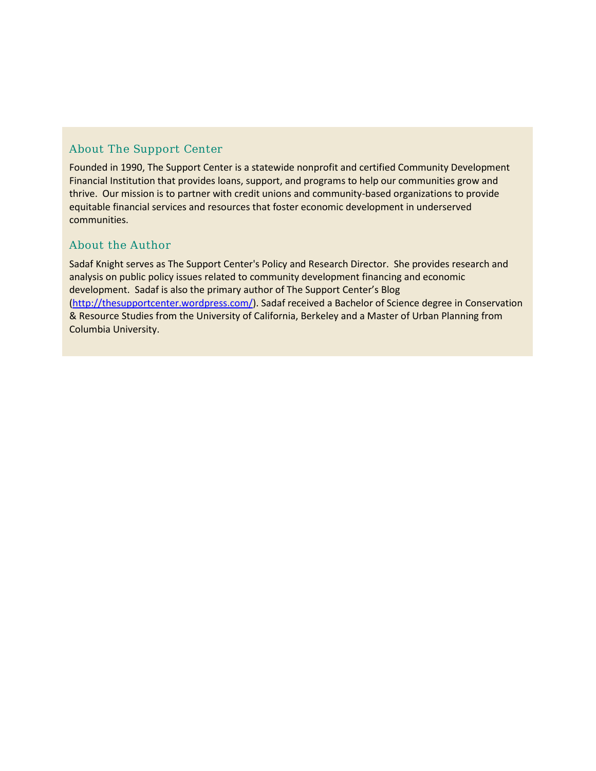## About The Support Center

Founded in 1990, The Support Center is a statewide nonprofit and certified Community Development Financial Institution that provides loans, support, and programs to help our communities grow and thrive. Our mission is to partner with credit unions and community-based organizations to provide equitable financial services and resources that foster economic development in underserved communities.

## About the Author

Sadaf Knight serves as The Support Center's Policy and Research Director. She provides research and analysis on public policy issues related to community development financing and economic development. Sadaf is also the primary author of The Support Center's Blog (http://thesupportcenter.wordpress.com/). Sadaf received a Bachelor of Science degree in Conservation & Resource Studies from the University of California, Berkeley and a Master of Urban Planning from Columbia University.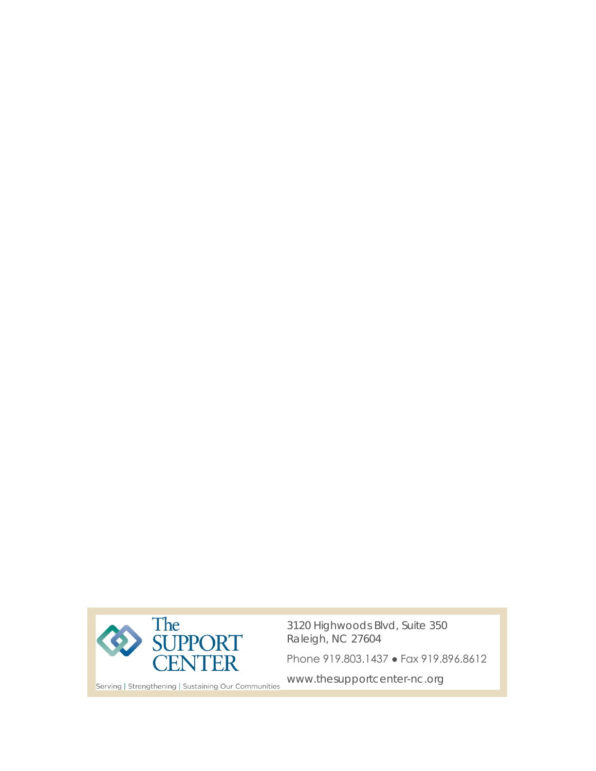The SUPPORT CENTER

Serving | Strengthening | Sustaining Our Communities

3120 Highwoods Blvd, Suite 350
Raleigh, NC 27604

Phone 919.803.1437 ● Fax 919.896.8612

www.thesupportcenter-nc.org